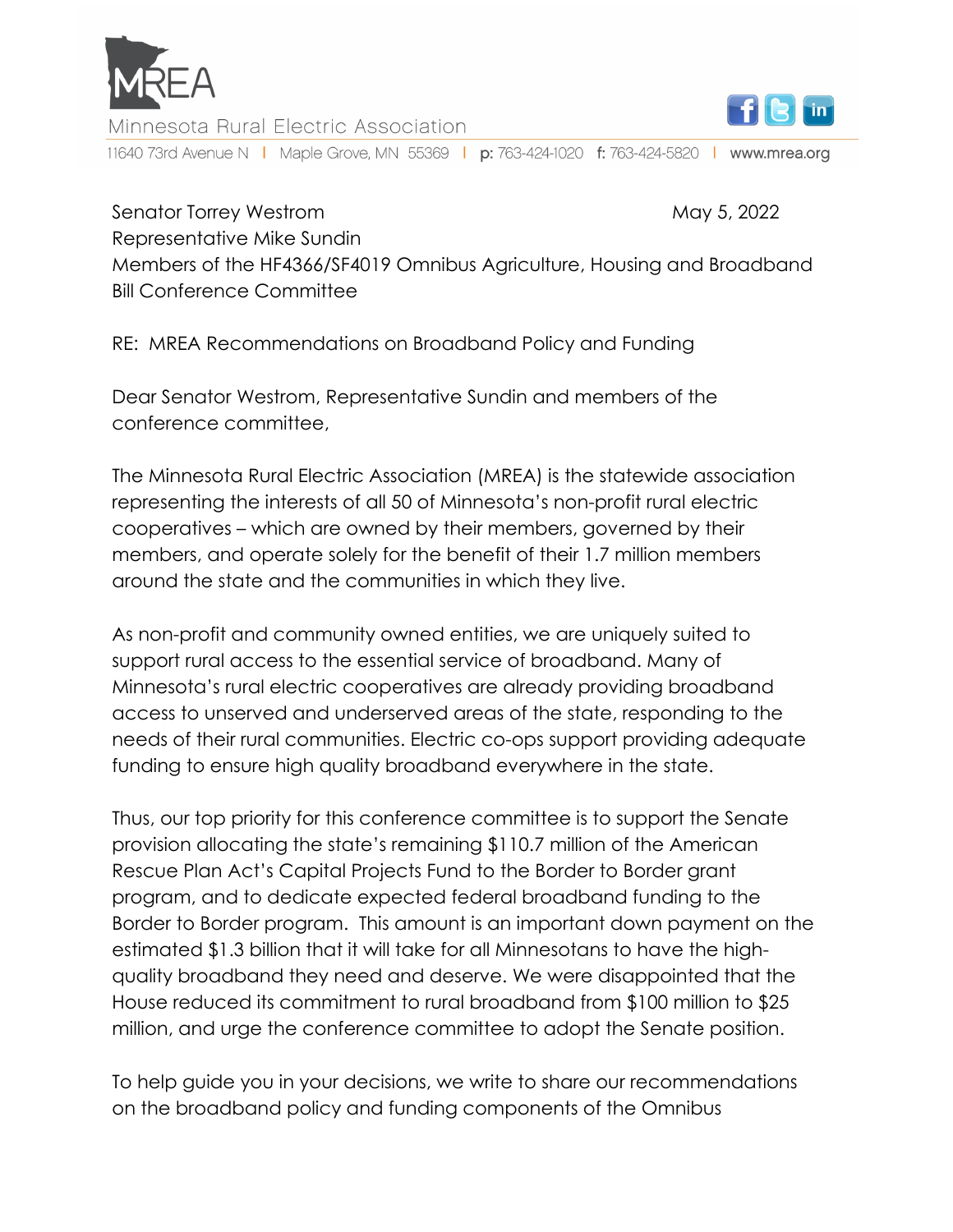MREA

Minnesota Rural Electric Association

11640 73rd Avenue N | Maple Grove, MN 55369 | p: 763-424-1020 f: 763-424-5820 | www.mrea.org

Senator Torrey Westrom
Representative Mike Sundin
Members of the HF4366/SF4019 Omnibus Agriculture, Housing and Broadband Bill Conference Committee

May 5, 2022

RE: MREA Recommendations on Broadband Policy and Funding

Dear Senator Westrom, Representative Sundin and members of the conference committee,

The Minnesota Rural Electric Association (MREA) is the statewide association representing the interests of all 50 of Minnesota's non-profit rural electric cooperatives – which are owned by their members, governed by their members, and operate solely for the benefit of their 1.7 million members around the state and the communities in which they live.

As non-profit and community owned entities, we are uniquely suited to support rural access to the essential service of broadband. Many of Minnesota's rural electric cooperatives are already providing broadband access to unserved and underserved areas of the state, responding to the needs of their rural communities. Electric co-ops support providing adequate funding to ensure high quality broadband everywhere in the state.

Thus, our top priority for this conference committee is to support the Senate provision allocating the state's remaining $110.7 million of the American Rescue Plan Act's Capital Projects Fund to the Border to Border grant program, and to dedicate expected federal broadband funding to the Border to Border program. This amount is an important down payment on the estimated $1.3 billion that it will take for all Minnesotans to have the high-quality broadband they need and deserve. We were disappointed that the House reduced its commitment to rural broadband from $100 million to $25 million, and urge the conference committee to adopt the Senate position.

To help guide you in your decisions, we write to share our recommendations on the broadband policy and funding components of the Omnibus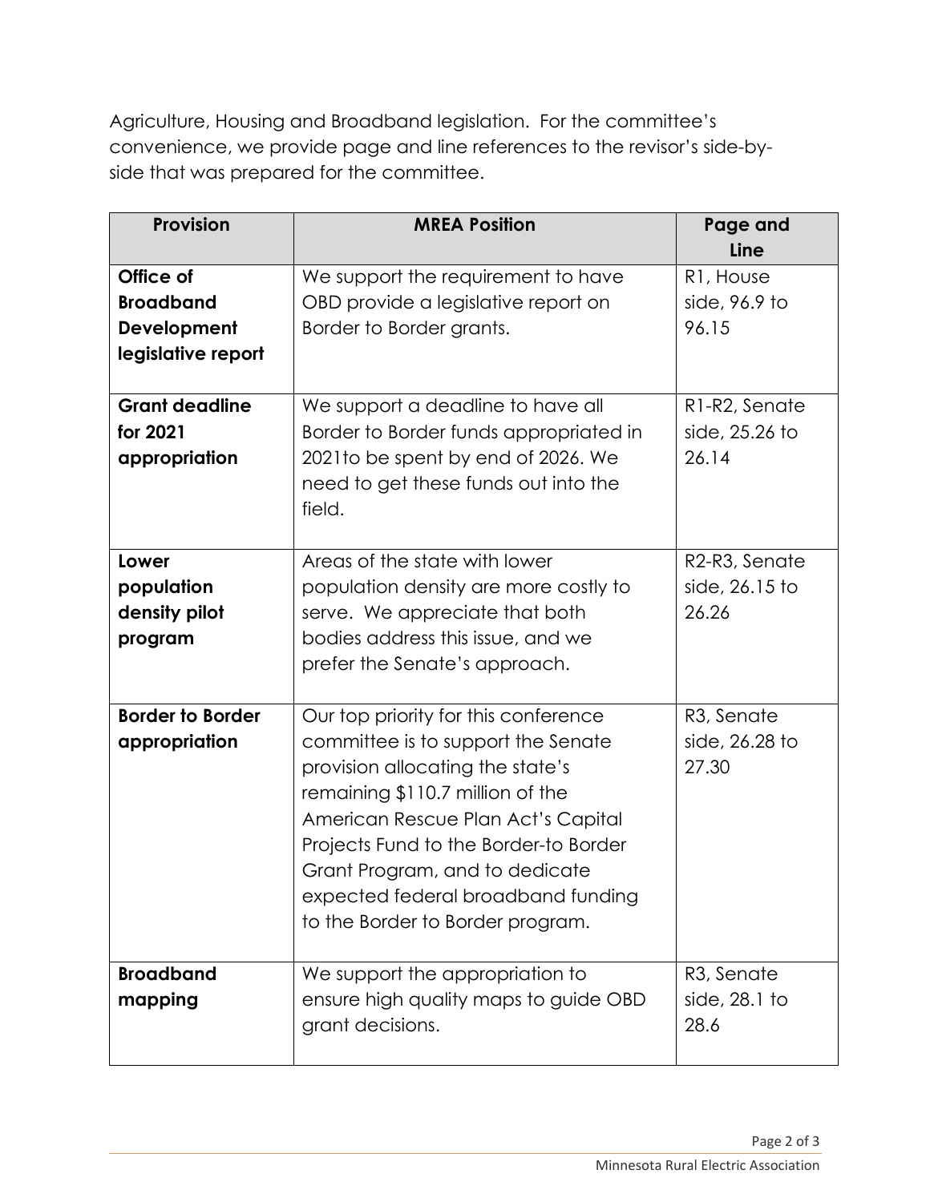Agriculture, Housing and Broadband legislation. For the committee's convenience, we provide page and line references to the revisor's side-by-side that was prepared for the committee.

| Provision | MREA Position | Page and Line |
|---|---|---|
| **Office of Broadband Development legislative report** | We support the requirement to have OBD provide a legislative report on Border to Border grants. | R1, House side, 96.9 to 96.15 |
| **Grant deadline for 2021 appropriation** | We support a deadline to have all Border to Border funds appropriated in 2021to be spent by end of 2026. We need to get these funds out into the field. | R1-R2, Senate side, 25.26 to 26.14 |
| **Lower population density pilot program** | Areas of the state with lower population density are more costly to serve. We appreciate that both bodies address this issue, and we prefer the Senate's approach. | R2-R3, Senate side, 26.15 to 26.26 |
| **Border to Border appropriation** | Our top priority for this conference committee is to support the Senate provision allocating the state's remaining $110.7 million of the American Rescue Plan Act's Capital Projects Fund to the Border-to Border Grant Program, and to dedicate expected federal broadband funding to the Border to Border program. | R3, Senate side, 26.28 to 27.30 |
| **Broadband mapping** | We support the appropriation to ensure high quality maps to guide OBD grant decisions. | R3, Senate side, 28.1 to 28.6 |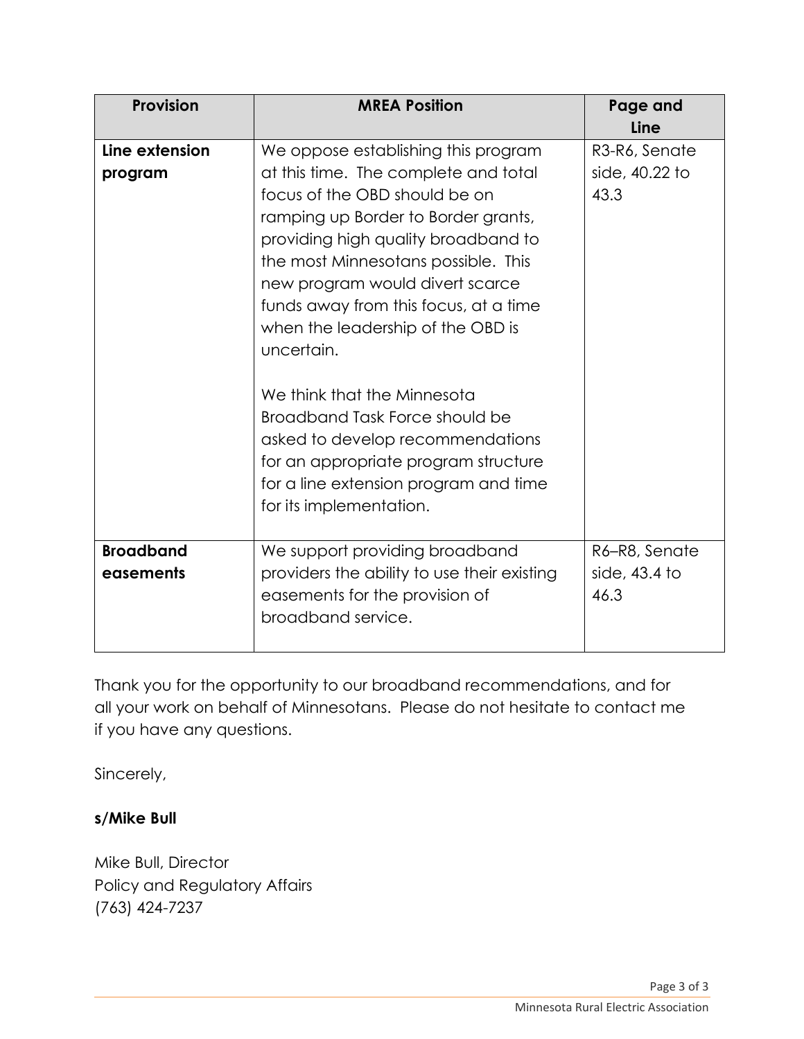| Provision | MREA Position | Page and Line |
|---|---|---|
| **Line extension program** | We oppose establishing this program at this time. The complete and total focus of the OBD should be on ramping up Border to Border grants, providing high quality broadband to the most Minnesotans possible. This new program would divert scarce funds away from this focus, at a time when the leadership of the OBD is uncertain.<br><br>We think that the Minnesota Broadband Task Force should be asked to develop recommendations for an appropriate program structure for a line extension program and time for its implementation. | R3-R6, Senate side, 40.22 to 43.3 |
| **Broadband easements** | We support providing broadband providers the ability to use their existing easements for the provision of broadband service. | R6–R8, Senate side, 43.4 to 46.3 |

Thank you for the opportunity to our broadband recommendations, and for all your work on behalf of Minnesotans. Please do not hesitate to contact me if you have any questions.

Sincerely,

**s/Mike Bull**

Mike Bull, Director
Policy and Regulatory Affairs
(763) 424-7237